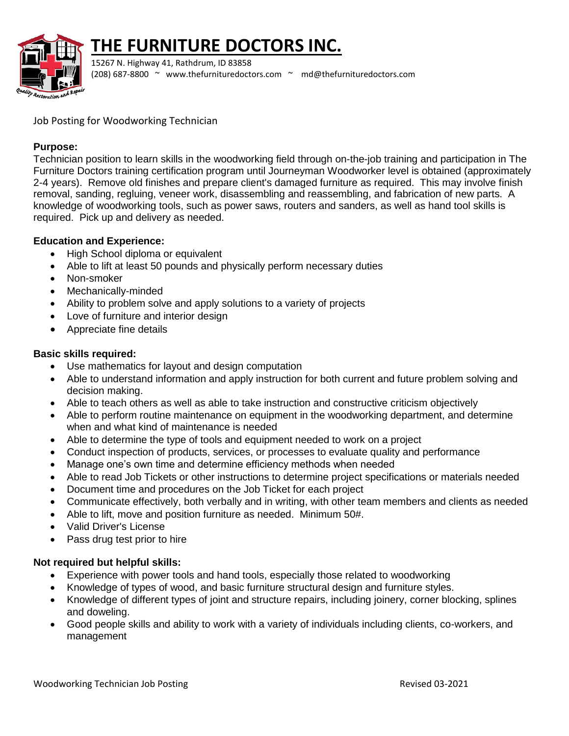# THE FURNITURE DOCTORS INC.

15267 N. Highway 41, Rathdrum, ID 83858
(208) 687-8800 ~ www.thefurnituredoctors.com ~ md@thefurnituredoctors.com

Job Posting for Woodworking Technician

**Purpose:**
Technician position to learn skills in the woodworking field through on-the-job training and participation in The Furniture Doctors training certification program until Journeyman Woodworker level is obtained (approximately 2-4 years). Remove old finishes and prepare client's damaged furniture as required. This may involve finish removal, sanding, regluing, veneer work, disassembling and reassembling, and fabrication of new parts. A knowledge of woodworking tools, such as power saws, routers and sanders, as well as hand tool skills is required. Pick up and delivery as needed.

**Education and Experience:**

- High School diploma or equivalent
- Able to lift at least 50 pounds and physically perform necessary duties
- Non-smoker
- Mechanically-minded
- Ability to problem solve and apply solutions to a variety of projects
- Love of furniture and interior design
- Appreciate fine details

**Basic skills required:**

- Use mathematics for layout and design computation
- Able to understand information and apply instruction for both current and future problem solving and decision making.
- Able to teach others as well as able to take instruction and constructive criticism objectively
- Able to perform routine maintenance on equipment in the woodworking department, and determine when and what kind of maintenance is needed
- Able to determine the type of tools and equipment needed to work on a project
- Conduct inspection of products, services, or processes to evaluate quality and performance
- Manage one's own time and determine efficiency methods when needed
- Able to read Job Tickets or other instructions to determine project specifications or materials needed
- Document time and procedures on the Job Ticket for each project
- Communicate effectively, both verbally and in writing, with other team members and clients as needed
- Able to lift, move and position furniture as needed. Minimum 50#.
- Valid Driver's License
- Pass drug test prior to hire

**Not required but helpful skills:**

- Experience with power tools and hand tools, especially those related to woodworking
- Knowledge of types of wood, and basic furniture structural design and furniture styles.
- Knowledge of different types of joint and structure repairs, including joinery, corner blocking, splines and doweling.
- Good people skills and ability to work with a variety of individuals including clients, co-workers, and management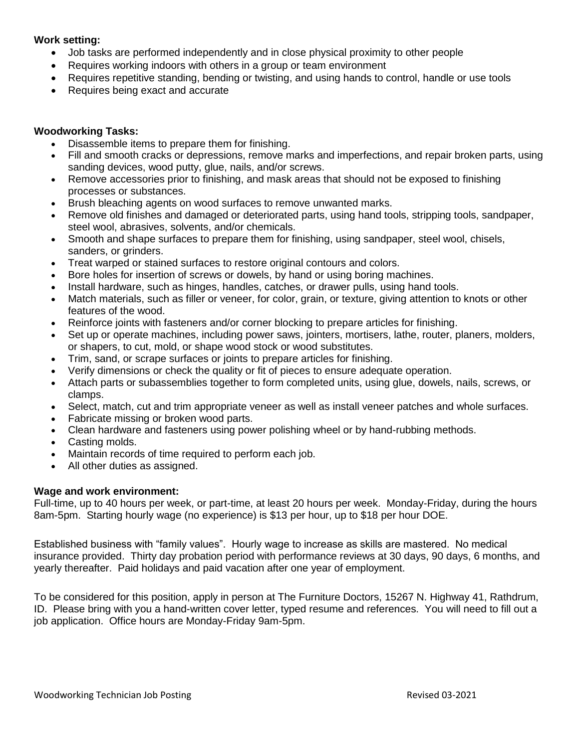**Work setting:**

- Job tasks are performed independently and in close physical proximity to other people
- Requires working indoors with others in a group or team environment
- Requires repetitive standing, bending or twisting, and using hands to control, handle or use tools
- Requires being exact and accurate

**Woodworking Tasks:**

- Disassemble items to prepare them for finishing.
- Fill and smooth cracks or depressions, remove marks and imperfections, and repair broken parts, using sanding devices, wood putty, glue, nails, and/or screws.
- Remove accessories prior to finishing, and mask areas that should not be exposed to finishing processes or substances.
- Brush bleaching agents on wood surfaces to remove unwanted marks.
- Remove old finishes and damaged or deteriorated parts, using hand tools, stripping tools, sandpaper, steel wool, abrasives, solvents, and/or chemicals.
- Smooth and shape surfaces to prepare them for finishing, using sandpaper, steel wool, chisels, sanders, or grinders.
- Treat warped or stained surfaces to restore original contours and colors.
- Bore holes for insertion of screws or dowels, by hand or using boring machines.
- Install hardware, such as hinges, handles, catches, or drawer pulls, using hand tools.
- Match materials, such as filler or veneer, for color, grain, or texture, giving attention to knots or other features of the wood.
- Reinforce joints with fasteners and/or corner blocking to prepare articles for finishing.
- Set up or operate machines, including power saws, jointers, mortisers, lathe, router, planers, molders, or shapers, to cut, mold, or shape wood stock or wood substitutes.
- Trim, sand, or scrape surfaces or joints to prepare articles for finishing.
- Verify dimensions or check the quality or fit of pieces to ensure adequate operation.
- Attach parts or subassemblies together to form completed units, using glue, dowels, nails, screws, or clamps.
- Select, match, cut and trim appropriate veneer as well as install veneer patches and whole surfaces.
- Fabricate missing or broken wood parts.
- Clean hardware and fasteners using power polishing wheel or by hand-rubbing methods.
- Casting molds.
- Maintain records of time required to perform each job.
- All other duties as assigned.

**Wage and work environment:**

Full-time, up to 40 hours per week, or part-time, at least 20 hours per week. Monday-Friday, during the hours 8am-5pm. Starting hourly wage (no experience) is $13 per hour, up to $18 per hour DOE.

Established business with "family values". Hourly wage to increase as skills are mastered. No medical insurance provided. Thirty day probation period with performance reviews at 30 days, 90 days, 6 months, and yearly thereafter. Paid holidays and paid vacation after one year of employment.

To be considered for this position, apply in person at The Furniture Doctors, 15267 N. Highway 41, Rathdrum, ID. Please bring with you a hand-written cover letter, typed resume and references. You will need to fill out a job application. Office hours are Monday-Friday 9am-5pm.

Woodworking Technician Job Posting Revised 03-2021